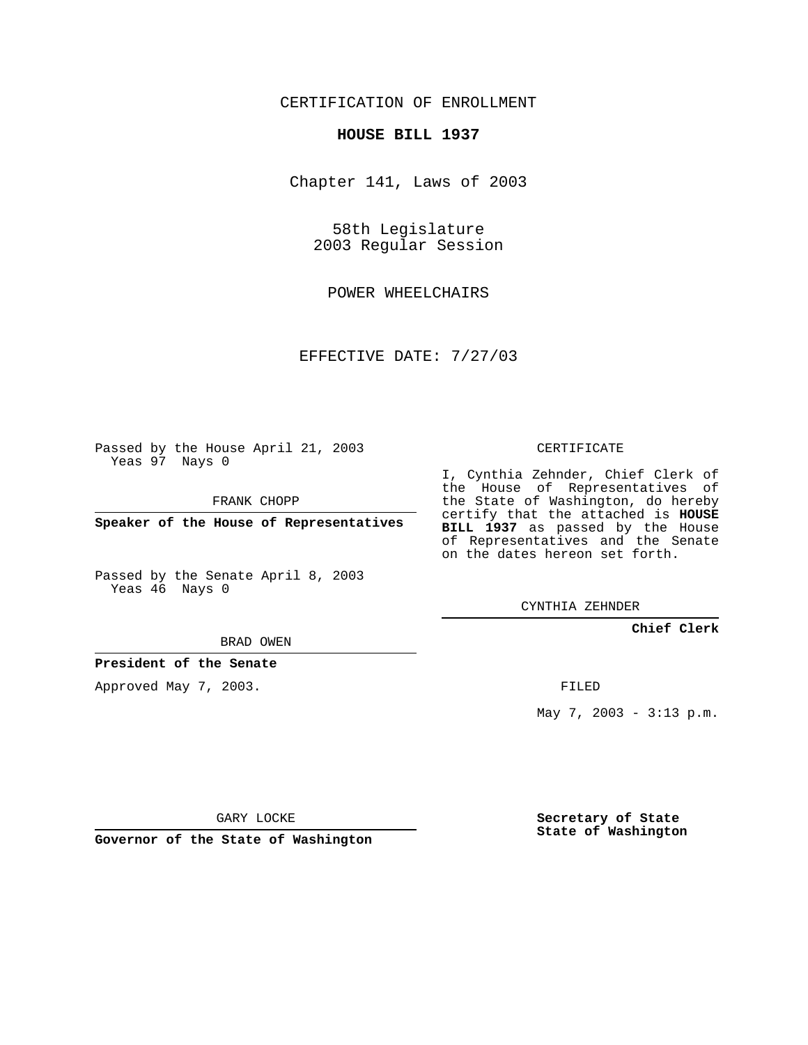CERTIFICATION OF ENROLLMENT

**HOUSE BILL 1937**

Chapter 141, Laws of 2003

58th Legislature
2003 Regular Session

POWER WHEELCHAIRS

EFFECTIVE DATE: 7/27/03

Passed by the House April 21, 2003
Yeas 97 Nays 0

FRANK CHOPP

**Speaker of the House of Representatives**

Passed by the Senate April 8, 2003
Yeas 46 Nays 0

BRAD OWEN

**President of the Senate**

Approved May 7, 2003.

GARY LOCKE

**Governor of the State of Washington**

CERTIFICATE

I, Cynthia Zehnder, Chief Clerk of the House of Representatives of the State of Washington, do hereby certify that the attached is **HOUSE BILL 1937** as passed by the House of Representatives and the Senate on the dates hereon set forth.

CYNTHIA ZEHNDER

**Chief Clerk**

FILED

May 7, 2003 - 3:13 p.m.

**Secretary of State**
**State of Washington**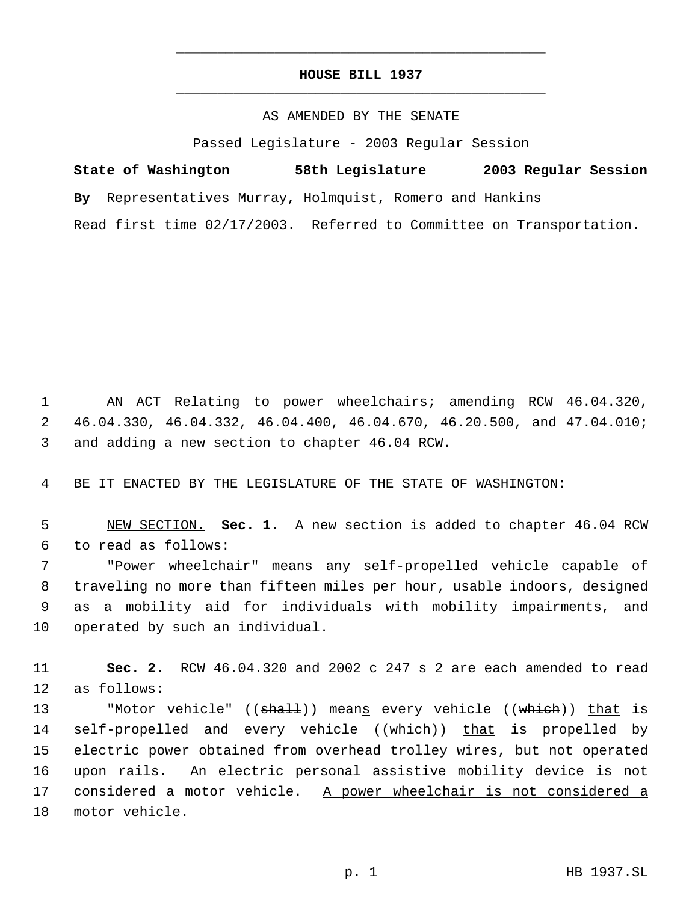# HOUSE BILL 1937

AS AMENDED BY THE SENATE

Passed Legislature - 2003 Regular Session

**State of Washington 58th Legislature 2003 Regular Session**

**By** Representatives Murray, Holmquist, Romero and Hankins

Read first time 02/17/2003. Referred to Committee on Transportation.

AN ACT Relating to power wheelchairs; amending RCW 46.04.320, 46.04.330, 46.04.332, 46.04.400, 46.04.670, 46.20.500, and 47.04.010; and adding a new section to chapter 46.04 RCW.

BE IT ENACTED BY THE LEGISLATURE OF THE STATE OF WASHINGTON:

NEW SECTION. **Sec. 1.** A new section is added to chapter 46.04 RCW to read as follows:

"Power wheelchair" means any self-propelled vehicle capable of traveling no more than fifteen miles per hour, usable indoors, designed as a mobility aid for individuals with mobility impairments, and operated by such an individual.

**Sec. 2.** RCW 46.04.320 and 2002 c 247 s 2 are each amended to read as follows:

"Motor vehicle" ((~~shall~~)) means every vehicle ((~~which~~)) that is self-propelled and every vehicle ((~~which~~)) that is propelled by electric power obtained from overhead trolley wires, but not operated upon rails. An electric personal assistive mobility device is not considered a motor vehicle. A power wheelchair is not considered a motor vehicle.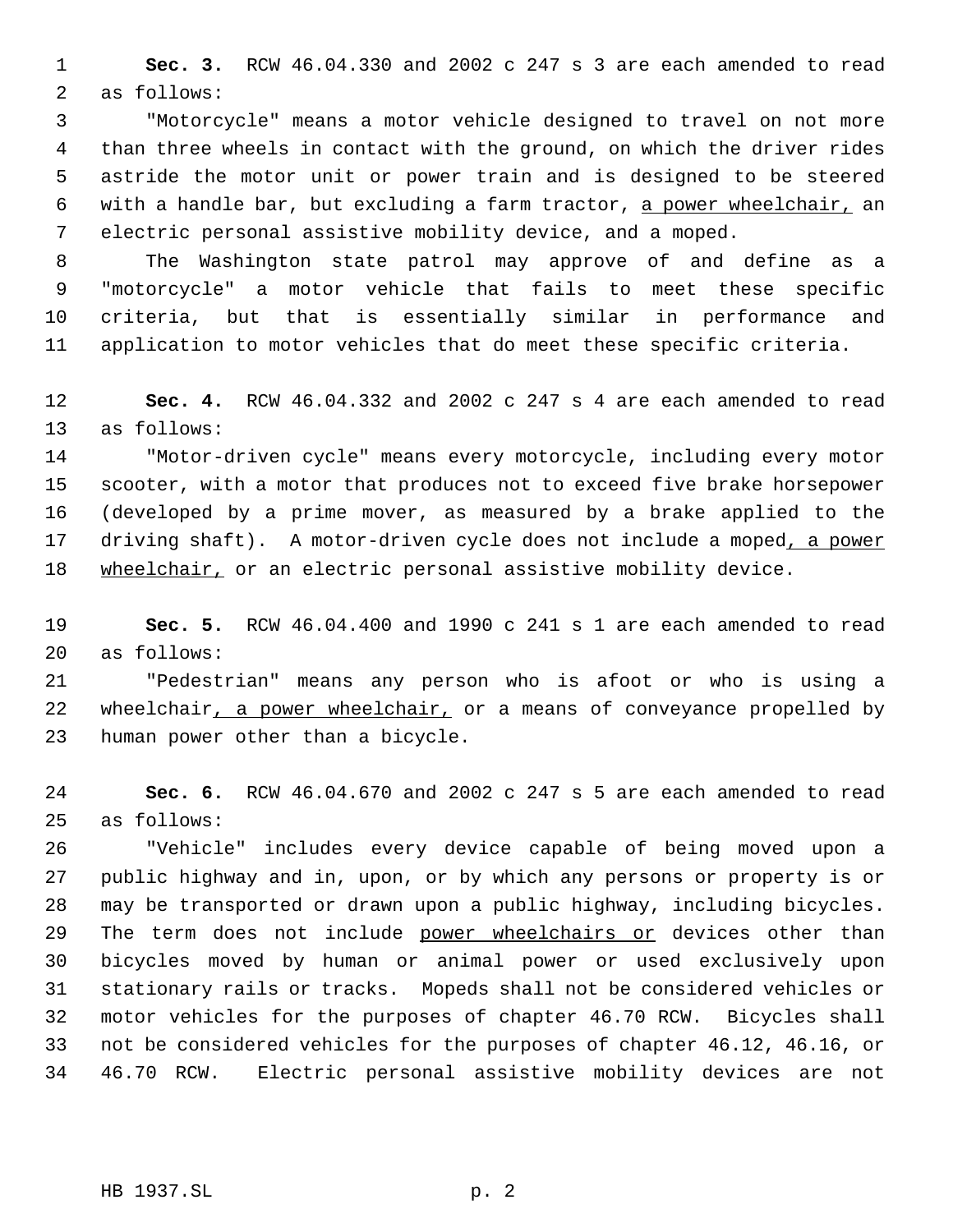**Sec. 3.** RCW 46.04.330 and 2002 c 247 s 3 are each amended to read as follows:

"Motorcycle" means a motor vehicle designed to travel on not more than three wheels in contact with the ground, on which the driver rides astride the motor unit or power train and is designed to be steered with a handle bar, but excluding a farm tractor, <u>a power wheelchair,</u> an electric personal assistive mobility device, and a moped.

The Washington state patrol may approve of and define as a "motorcycle" a motor vehicle that fails to meet these specific criteria, but that is essentially similar in performance and application to motor vehicles that do meet these specific criteria.

**Sec. 4.** RCW 46.04.332 and 2002 c 247 s 4 are each amended to read as follows:

"Motor-driven cycle" means every motorcycle, including every motor scooter, with a motor that produces not to exceed five brake horsepower (developed by a prime mover, as measured by a brake applied to the driving shaft). A motor-driven cycle does not include a moped<u>, a power wheelchair,</u> or an electric personal assistive mobility device.

**Sec. 5.** RCW 46.04.400 and 1990 c 241 s 1 are each amended to read as follows:

"Pedestrian" means any person who is afoot or who is using a wheelchair<u>, a power wheelchair,</u> or a means of conveyance propelled by human power other than a bicycle.

**Sec. 6.** RCW 46.04.670 and 2002 c 247 s 5 are each amended to read as follows:

"Vehicle" includes every device capable of being moved upon a public highway and in, upon, or by which any persons or property is or may be transported or drawn upon a public highway, including bicycles. The term does not include <u>power wheelchairs or</u> devices other than bicycles moved by human or animal power or used exclusively upon stationary rails or tracks. Mopeds shall not be considered vehicles or motor vehicles for the purposes of chapter 46.70 RCW. Bicycles shall not be considered vehicles for the purposes of chapter 46.12, 46.16, or 46.70 RCW. Electric personal assistive mobility devices are not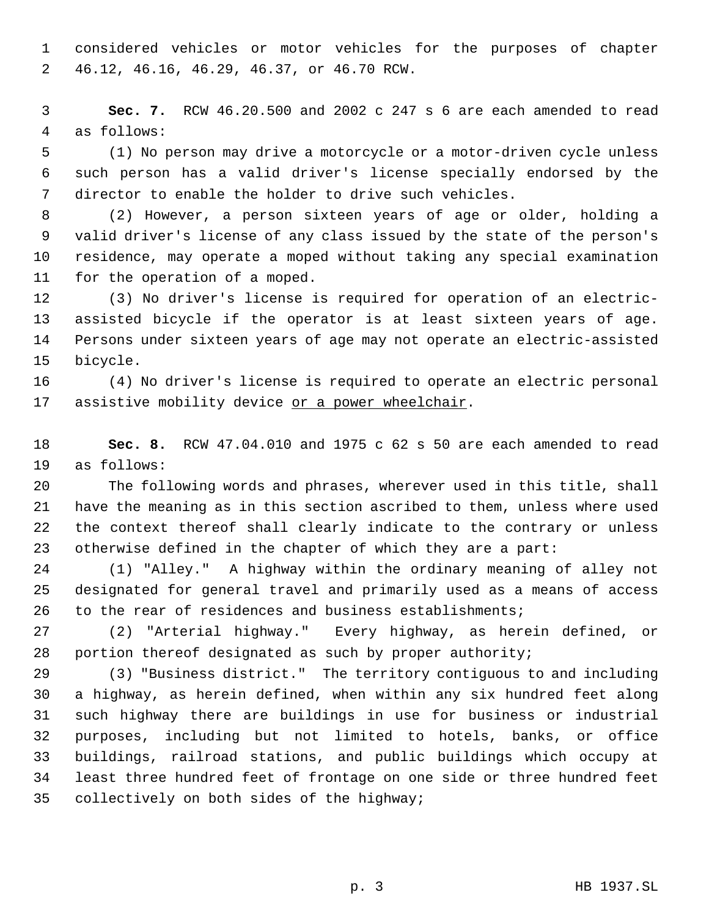considered vehicles or motor vehicles for the purposes of chapter 46.12, 46.16, 46.29, 46.37, or 46.70 RCW.

**Sec. 7.** RCW 46.20.500 and 2002 c 247 s 6 are each amended to read as follows:

(1) No person may drive a motorcycle or a motor-driven cycle unless such person has a valid driver's license specially endorsed by the director to enable the holder to drive such vehicles.

(2) However, a person sixteen years of age or older, holding a valid driver's license of any class issued by the state of the person's residence, may operate a moped without taking any special examination for the operation of a moped.

(3) No driver's license is required for operation of an electric-assisted bicycle if the operator is at least sixteen years of age. Persons under sixteen years of age may not operate an electric-assisted bicycle.

(4) No driver's license is required to operate an electric personal assistive mobility device <u>or a power wheelchair</u>.

**Sec. 8.** RCW 47.04.010 and 1975 c 62 s 50 are each amended to read as follows:

The following words and phrases, wherever used in this title, shall have the meaning as in this section ascribed to them, unless where used the context thereof shall clearly indicate to the contrary or unless otherwise defined in the chapter of which they are a part:

(1) "Alley." A highway within the ordinary meaning of alley not designated for general travel and primarily used as a means of access to the rear of residences and business establishments;

(2) "Arterial highway." Every highway, as herein defined, or portion thereof designated as such by proper authority;

(3) "Business district." The territory contiguous to and including a highway, as herein defined, when within any six hundred feet along such highway there are buildings in use for business or industrial purposes, including but not limited to hotels, banks, or office buildings, railroad stations, and public buildings which occupy at least three hundred feet of frontage on one side or three hundred feet collectively on both sides of the highway;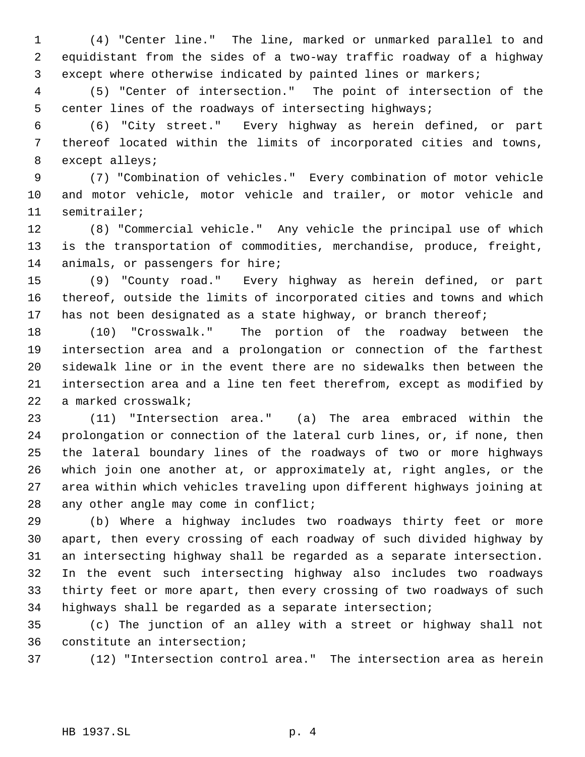(4) "Center line." The line, marked or unmarked parallel to and equidistant from the sides of a two-way traffic roadway of a highway except where otherwise indicated by painted lines or markers;

(5) "Center of intersection." The point of intersection of the center lines of the roadways of intersecting highways;

(6) "City street." Every highway as herein defined, or part thereof located within the limits of incorporated cities and towns, except alleys;

(7) "Combination of vehicles." Every combination of motor vehicle and motor vehicle, motor vehicle and trailer, or motor vehicle and semitrailer;

(8) "Commercial vehicle." Any vehicle the principal use of which is the transportation of commodities, merchandise, produce, freight, animals, or passengers for hire;

(9) "County road." Every highway as herein defined, or part thereof, outside the limits of incorporated cities and towns and which has not been designated as a state highway, or branch thereof;

(10) "Crosswalk." The portion of the roadway between the intersection area and a prolongation or connection of the farthest sidewalk line or in the event there are no sidewalks then between the intersection area and a line ten feet therefrom, except as modified by a marked crosswalk;

(11) "Intersection area." (a) The area embraced within the prolongation or connection of the lateral curb lines, or, if none, then the lateral boundary lines of the roadways of two or more highways which join one another at, or approximately at, right angles, or the area within which vehicles traveling upon different highways joining at any other angle may come in conflict;

(b) Where a highway includes two roadways thirty feet or more apart, then every crossing of each roadway of such divided highway by an intersecting highway shall be regarded as a separate intersection. In the event such intersecting highway also includes two roadways thirty feet or more apart, then every crossing of two roadways of such highways shall be regarded as a separate intersection;

(c) The junction of an alley with a street or highway shall not constitute an intersection;

(12) "Intersection control area." The intersection area as herein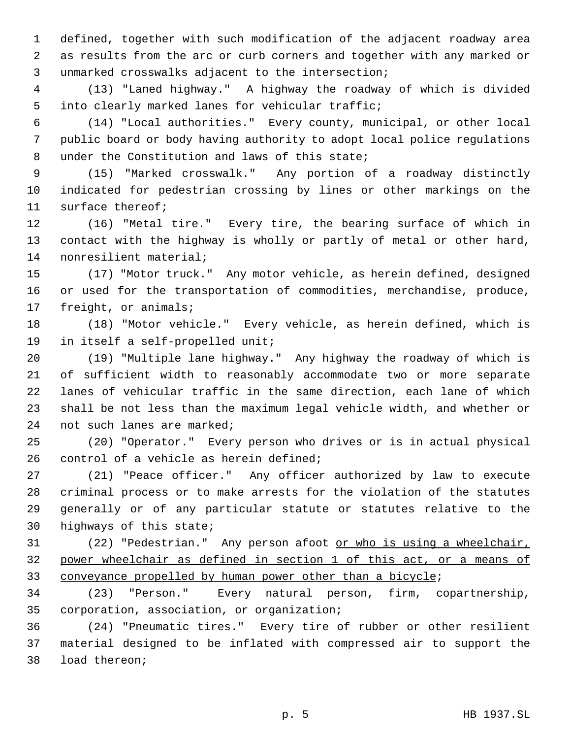defined, together with such modification of the adjacent roadway area as results from the arc or curb corners and together with any marked or unmarked crosswalks adjacent to the intersection;

(13) "Laned highway." A highway the roadway of which is divided into clearly marked lanes for vehicular traffic;

(14) "Local authorities." Every county, municipal, or other local public board or body having authority to adopt local police regulations under the Constitution and laws of this state;

(15) "Marked crosswalk." Any portion of a roadway distinctly indicated for pedestrian crossing by lines or other markings on the surface thereof;

(16) "Metal tire." Every tire, the bearing surface of which in contact with the highway is wholly or partly of metal or other hard, nonresilient material;

(17) "Motor truck." Any motor vehicle, as herein defined, designed or used for the transportation of commodities, merchandise, produce, freight, or animals;

(18) "Motor vehicle." Every vehicle, as herein defined, which is in itself a self-propelled unit;

(19) "Multiple lane highway." Any highway the roadway of which is of sufficient width to reasonably accommodate two or more separate lanes of vehicular traffic in the same direction, each lane of which shall be not less than the maximum legal vehicle width, and whether or not such lanes are marked;

(20) "Operator." Every person who drives or is in actual physical control of a vehicle as herein defined;

(21) "Peace officer." Any officer authorized by law to execute criminal process or to make arrests for the violation of the statutes generally or of any particular statute or statutes relative to the highways of this state;

(22) "Pedestrian." Any person afoot <u>or who is using a wheelchair, power wheelchair as defined in section 1 of this act, or a means of conveyance propelled by human power other than a bicycle</u>;

(23) "Person." Every natural person, firm, copartnership, corporation, association, or organization;

(24) "Pneumatic tires." Every tire of rubber or other resilient material designed to be inflated with compressed air to support the load thereon;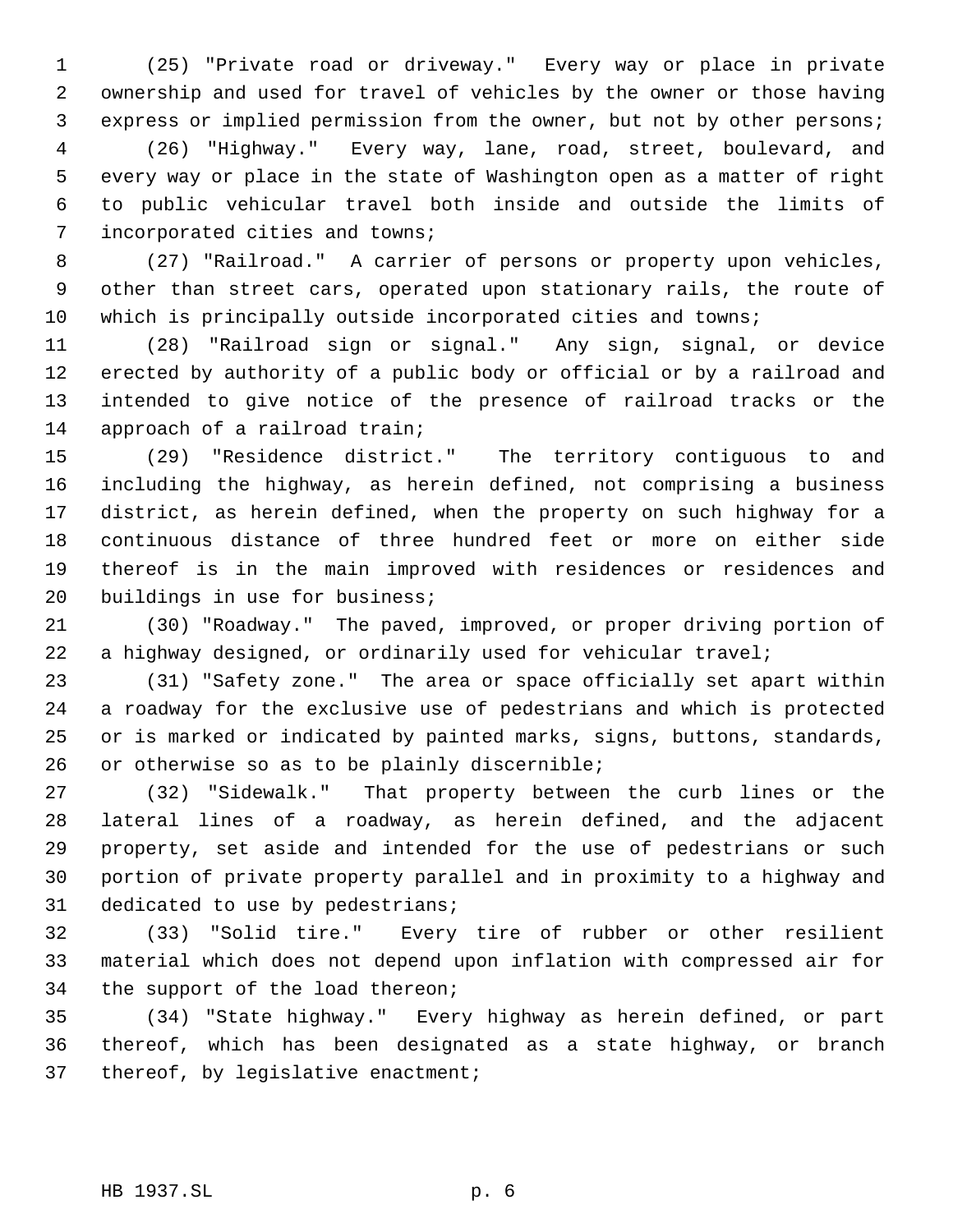(25) "Private road or driveway." Every way or place in private ownership and used for travel of vehicles by the owner or those having express or implied permission from the owner, but not by other persons;

(26) "Highway." Every way, lane, road, street, boulevard, and every way or place in the state of Washington open as a matter of right to public vehicular travel both inside and outside the limits of incorporated cities and towns;

(27) "Railroad." A carrier of persons or property upon vehicles, other than street cars, operated upon stationary rails, the route of which is principally outside incorporated cities and towns;

(28) "Railroad sign or signal." Any sign, signal, or device erected by authority of a public body or official or by a railroad and intended to give notice of the presence of railroad tracks or the approach of a railroad train;

(29) "Residence district." The territory contiguous to and including the highway, as herein defined, not comprising a business district, as herein defined, when the property on such highway for a continuous distance of three hundred feet or more on either side thereof is in the main improved with residences or residences and buildings in use for business;

(30) "Roadway." The paved, improved, or proper driving portion of a highway designed, or ordinarily used for vehicular travel;

(31) "Safety zone." The area or space officially set apart within a roadway for the exclusive use of pedestrians and which is protected or is marked or indicated by painted marks, signs, buttons, standards, or otherwise so as to be plainly discernible;

(32) "Sidewalk." That property between the curb lines or the lateral lines of a roadway, as herein defined, and the adjacent property, set aside and intended for the use of pedestrians or such portion of private property parallel and in proximity to a highway and dedicated to use by pedestrians;

(33) "Solid tire." Every tire of rubber or other resilient material which does not depend upon inflation with compressed air for the support of the load thereon;

(34) "State highway." Every highway as herein defined, or part thereof, which has been designated as a state highway, or branch thereof, by legislative enactment;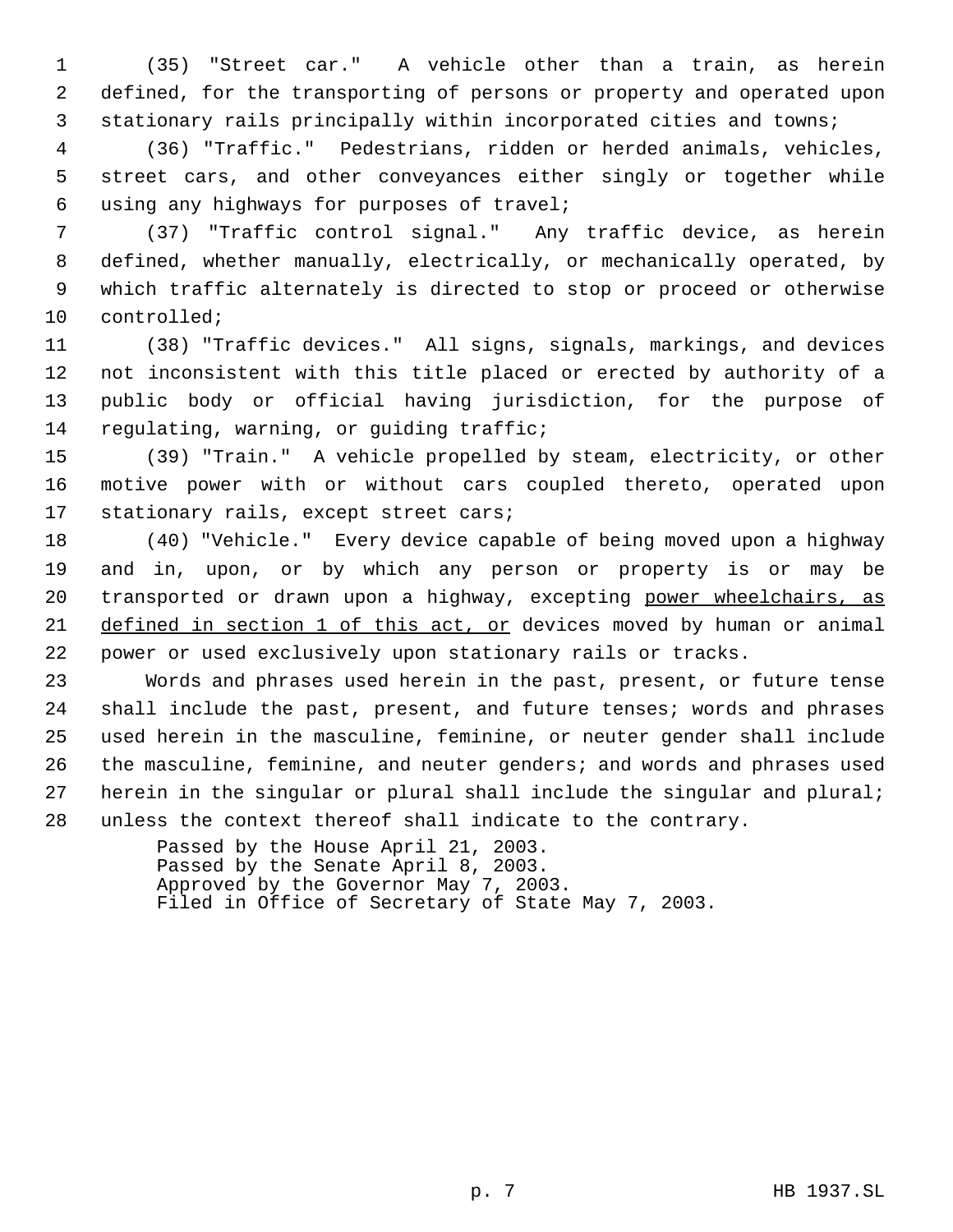(35) "Street car." A vehicle other than a train, as herein defined, for the transporting of persons or property and operated upon stationary rails principally within incorporated cities and towns;

(36) "Traffic." Pedestrians, ridden or herded animals, vehicles, street cars, and other conveyances either singly or together while using any highways for purposes of travel;

(37) "Traffic control signal." Any traffic device, as herein defined, whether manually, electrically, or mechanically operated, by which traffic alternately is directed to stop or proceed or otherwise controlled;

(38) "Traffic devices." All signs, signals, markings, and devices not inconsistent with this title placed or erected by authority of a public body or official having jurisdiction, for the purpose of regulating, warning, or guiding traffic;

(39) "Train." A vehicle propelled by steam, electricity, or other motive power with or without cars coupled thereto, operated upon stationary rails, except street cars;

(40) "Vehicle." Every device capable of being moved upon a highway and in, upon, or by which any person or property is or may be transported or drawn upon a highway, excepting <u>power wheelchairs, as defined in section 1 of this act, or</u> devices moved by human or animal power or used exclusively upon stationary rails or tracks.

Words and phrases used herein in the past, present, or future tense shall include the past, present, and future tenses; words and phrases used herein in the masculine, feminine, or neuter gender shall include the masculine, feminine, and neuter genders; and words and phrases used herein in the singular or plural shall include the singular and plural; unless the context thereof shall indicate to the contrary.

Passed by the House April 21, 2003.
Passed by the Senate April 8, 2003.
Approved by the Governor May 7, 2003.
Filed in Office of Secretary of State May 7, 2003.